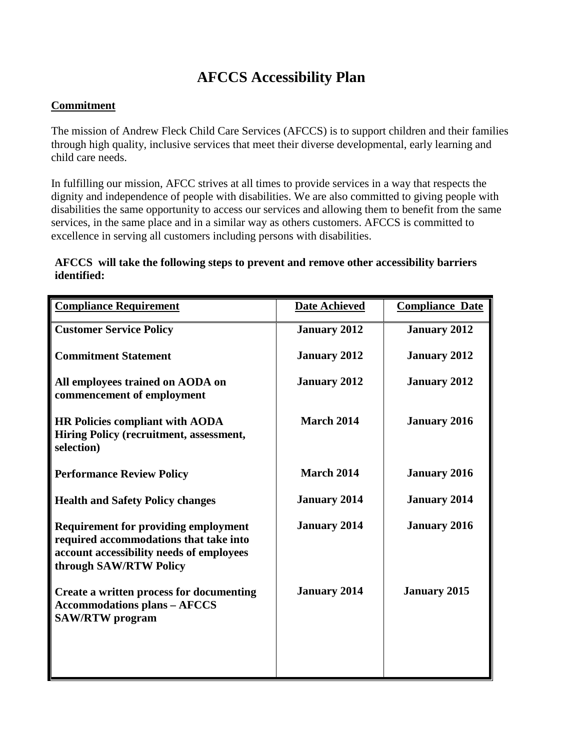# AFCCS Accessibility Plan

**Commitment**

The mission of Andrew Fleck Child Care Services (AFCCS) is to support children and their families through high quality, inclusive services that meet their diverse developmental, early learning and child care needs.

In fulfilling our mission, AFCC strives at all times to provide services in a way that respects the dignity and independence of people with disabilities. We are also committed to giving people with disabilities the same opportunity to access our services and allowing them to benefit from the same services, in the same place and in a similar way as others customers. AFCCS is committed to excellence in serving all customers including persons with disabilities.

**AFCCS will take the following steps to prevent and remove other accessibility barriers identified:**

| Compliance Requirement | Date Achieved | Compliance Date |
|---|---|---|
| **Customer Service Policy** | **January 2012** | **January 2012** |
| **Commitment Statement** | **January 2012** | **January 2012** |
| **All employees trained on AODA on commencement of employment** | **January 2012** | **January 2012** |
| **HR Policies compliant with AODA Hiring Policy (recruitment, assessment, selection)** | **March 2014** | **January 2016** |
| **Performance Review Policy** | **March 2014** | **January 2016** |
| **Health and Safety Policy changes** | **January 2014** | **January 2014** |
| **Requirement for providing employment required accommodations that take into account accessibility needs of employees through SAW/RTW Policy** | **January 2014** | **January 2016** |
| **Create a written process for documenting Accommodations plans – AFCCS SAW/RTW program** | **January 2014** | **January 2015** |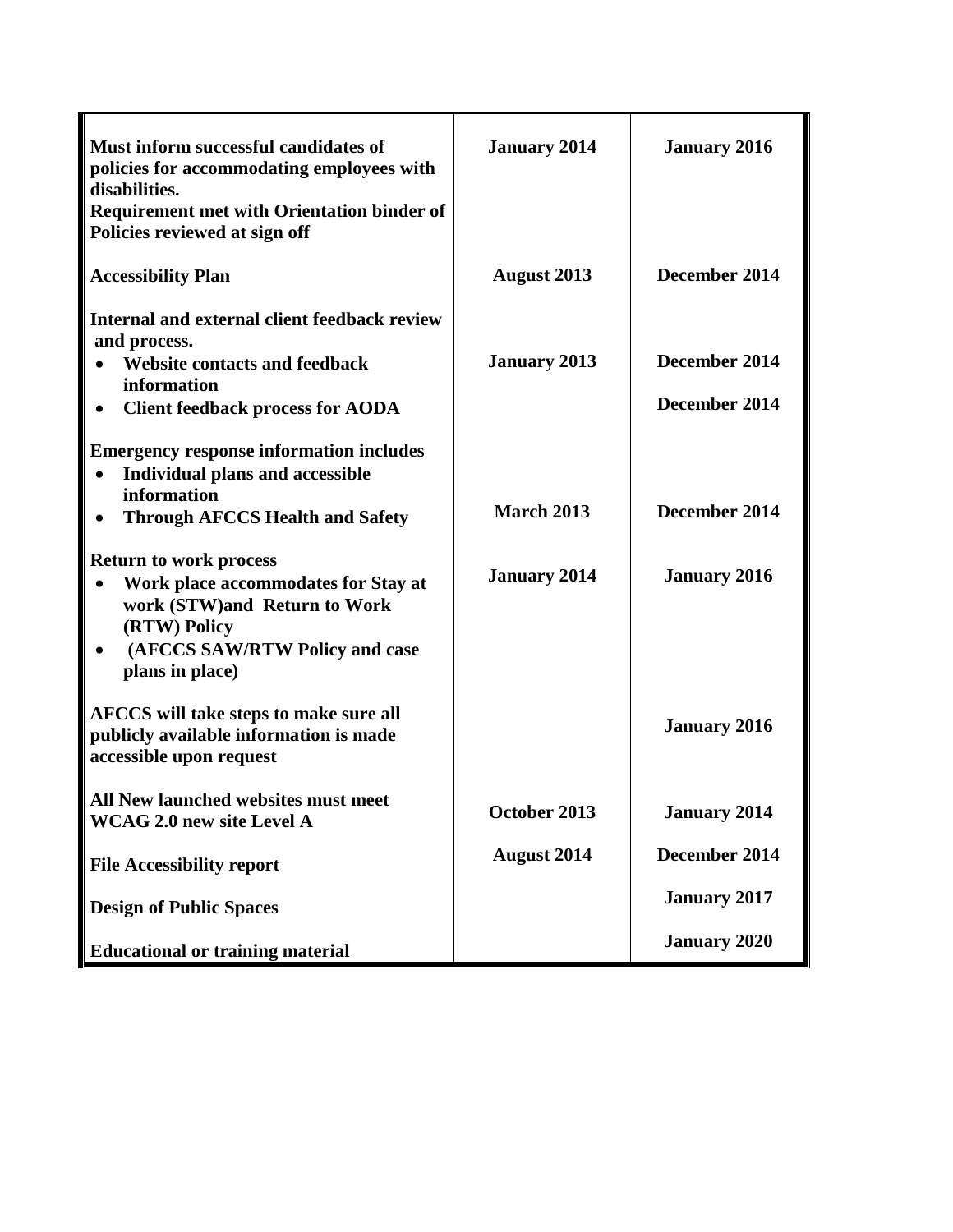| | | |
|---|---|---|
| **Must inform successful candidates of policies for accommodating employees with disabilities.**<br>**Requirement met with Orientation binder of Policies reviewed at sign off** | **January 2014** | **January 2016** |
| **Accessibility Plan** | **August 2013** | **December 2014** |
| **Internal and external client feedback review and process.**<br>• **Website contacts and feedback information**<br>• **Client feedback process for AODA** | **January 2013** | **December 2014**<br>**December 2014** |
| **Emergency response information includes**<br>• **Individual plans and accessible information**<br>• **Through AFCCS Health and Safety** | **March 2013** | **December 2014** |
| **Return to work process**<br>• **Work place accommodates for Stay at work (STW)and Return to Work (RTW) Policy**<br>• **(AFCCS SAW/RTW Policy and case plans in place)** | **January 2014** | **January 2016** |
| **AFCCS will take steps to make sure all publicly available information is made accessible upon request** | | **January 2016** |
| **All New launched websites must meet WCAG 2.0 new site Level A** | **October 2013** | **January 2014** |
| **File Accessibility report** | **August 2014** | **December 2014** |
| **Design of Public Spaces** | | **January 2017** |
| **Educational or training material** | | **January 2020** |